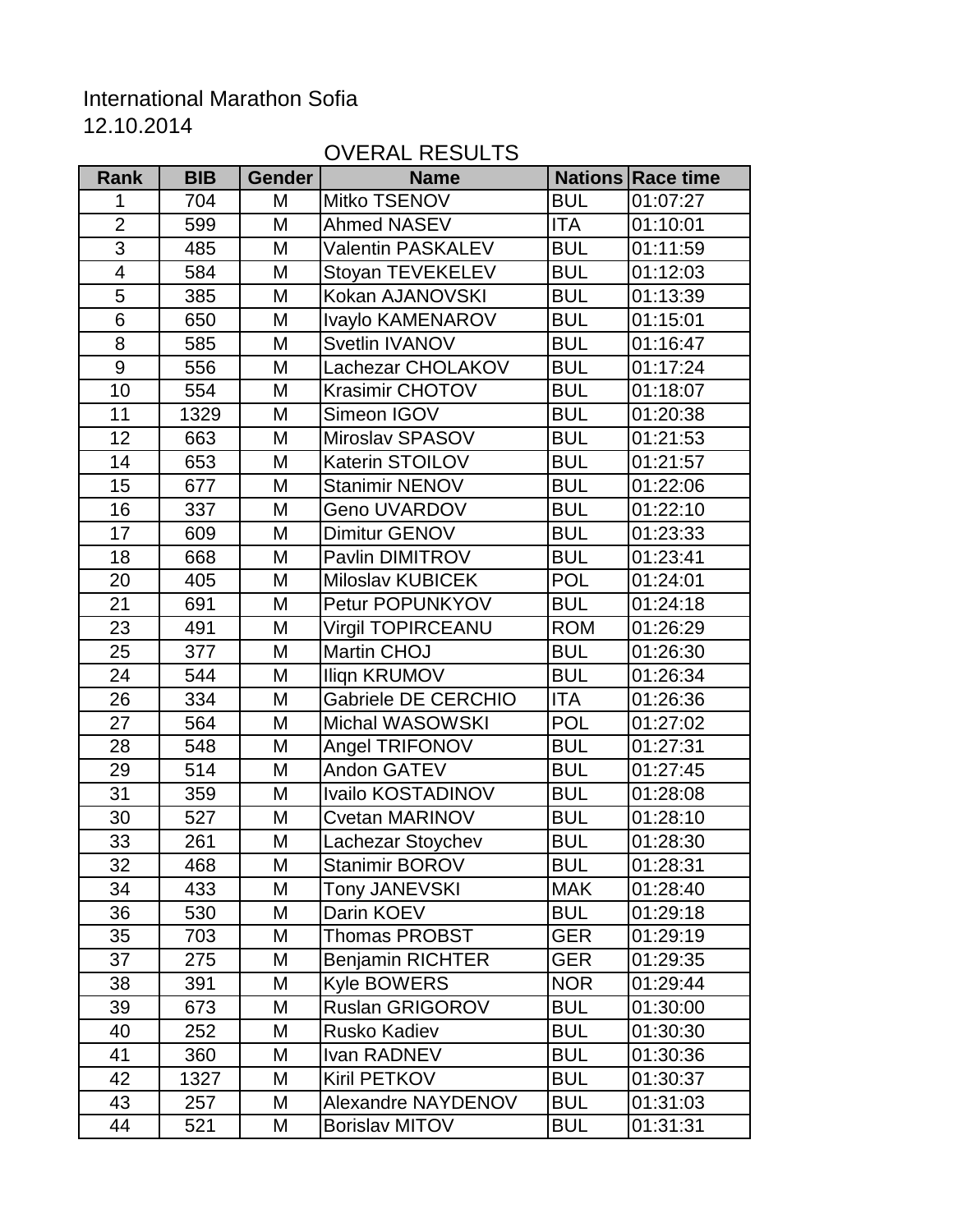International Marathon Sofia
12.10.2014

OVERAL RESULTS

| Rank | BIB | Gender | Name | Nations | Race time |
|---|---|---|---|---|---|
| 1 | 704 | M | Mitko TSENOV | BUL | 01:07:27 |
| 2 | 599 | M | Ahmed NASEV | ITA | 01:10:01 |
| 3 | 485 | M | Valentin PASKALEV | BUL | 01:11:59 |
| 4 | 584 | M | Stoyan TEVEKELEV | BUL | 01:12:03 |
| 5 | 385 | M | Kokan AJANOVSKI | BUL | 01:13:39 |
| 6 | 650 | M | Ivaylo KAMENAROV | BUL | 01:15:01 |
| 8 | 585 | M | Svetlin IVANOV | BUL | 01:16:47 |
| 9 | 556 | M | Lachezar CHOLAKOV | BUL | 01:17:24 |
| 10 | 554 | M | Krasimir CHOTOV | BUL | 01:18:07 |
| 11 | 1329 | M | Simeon IGOV | BUL | 01:20:38 |
| 12 | 663 | M | Miroslav SPASOV | BUL | 01:21:53 |
| 14 | 653 | M | Katerin STOILOV | BUL | 01:21:57 |
| 15 | 677 | M | Stanimir NENOV | BUL | 01:22:06 |
| 16 | 337 | M | Geno UVARDOV | BUL | 01:22:10 |
| 17 | 609 | M | Dimitur GENOV | BUL | 01:23:33 |
| 18 | 668 | M | Pavlin DIMITROV | BUL | 01:23:41 |
| 20 | 405 | M | Miloslav KUBICEK | POL | 01:24:01 |
| 21 | 691 | M | Petur POPUNKYOV | BUL | 01:24:18 |
| 23 | 491 | M | Virgil TOPIRCEANU | ROM | 01:26:29 |
| 25 | 377 | M | Martin CHOJ | BUL | 01:26:30 |
| 24 | 544 | M | Iliqn KRUMOV | BUL | 01:26:34 |
| 26 | 334 | M | Gabriele DE CERCHIO | ITA | 01:26:36 |
| 27 | 564 | M | Michal WASOWSKI | POL | 01:27:02 |
| 28 | 548 | M | Angel TRIFONOV | BUL | 01:27:31 |
| 29 | 514 | M | Andon GATEV | BUL | 01:27:45 |
| 31 | 359 | M | Ivailo KOSTADINOV | BUL | 01:28:08 |
| 30 | 527 | M | Cvetan MARINOV | BUL | 01:28:10 |
| 33 | 261 | M | Lachezar Stoychev | BUL | 01:28:30 |
| 32 | 468 | M | Stanimir BOROV | BUL | 01:28:31 |
| 34 | 433 | M | Tony JANEVSKI | MAK | 01:28:40 |
| 36 | 530 | M | Darin KOEV | BUL | 01:29:18 |
| 35 | 703 | M | Thomas PROBST | GER | 01:29:19 |
| 37 | 275 | M | Benjamin RICHTER | GER | 01:29:35 |
| 38 | 391 | M | Kyle BOWERS | NOR | 01:29:44 |
| 39 | 673 | M | Ruslan GRIGOROV | BUL | 01:30:00 |
| 40 | 252 | M | Rusko Kadiev | BUL | 01:30:30 |
| 41 | 360 | M | Ivan RADNEV | BUL | 01:30:36 |
| 42 | 1327 | M | Kiril PETKOV | BUL | 01:30:37 |
| 43 | 257 | M | Alexandre NAYDENOV | BUL | 01:31:03 |
| 44 | 521 | M | Borislav MITOV | BUL | 01:31:31 |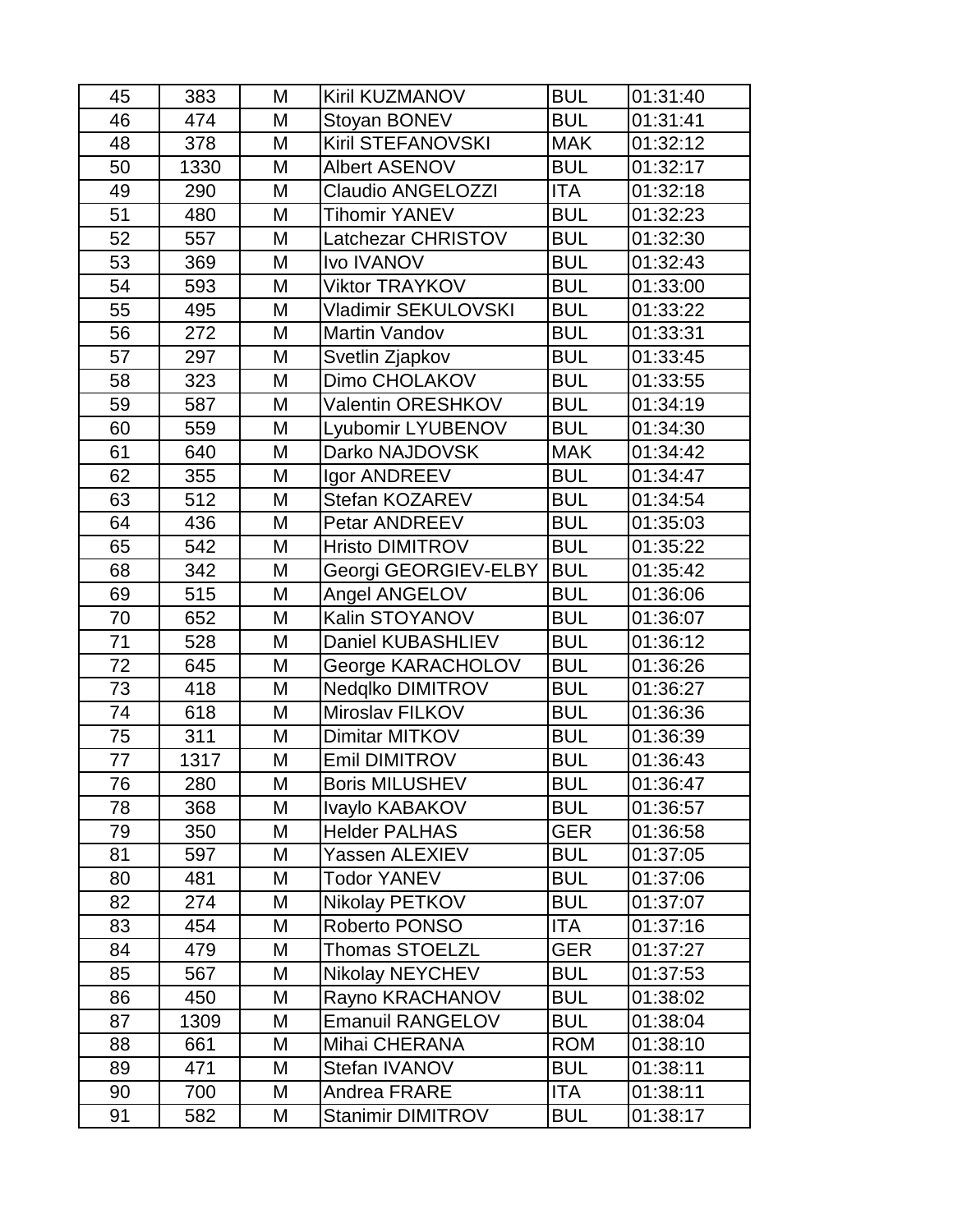| 45 | 383 | M | Kiril KUZMANOV | BUL | 01:31:40 |
|---|---|---|---|---|---|
| 46 | 474 | M | Stoyan BONEV | BUL | 01:31:41 |
| 48 | 378 | M | Kiril STEFANOVSKI | MAK | 01:32:12 |
| 50 | 1330 | M | Albert ASENOV | BUL | 01:32:17 |
| 49 | 290 | M | Claudio ANGELOZZI | ITA | 01:32:18 |
| 51 | 480 | M | Tihomir YANEV | BUL | 01:32:23 |
| 52 | 557 | M | Latchezar CHRISTOV | BUL | 01:32:30 |
| 53 | 369 | M | Ivo IVANOV | BUL | 01:32:43 |
| 54 | 593 | M | Viktor TRAYKOV | BUL | 01:33:00 |
| 55 | 495 | M | Vladimir SEKULOVSKI | BUL | 01:33:22 |
| 56 | 272 | M | Martin Vandov | BUL | 01:33:31 |
| 57 | 297 | M | Svetlin Zjapkov | BUL | 01:33:45 |
| 58 | 323 | M | Dimo CHOLAKOV | BUL | 01:33:55 |
| 59 | 587 | M | Valentin ORESHKOV | BUL | 01:34:19 |
| 60 | 559 | M | Lyubomir LYUBENOV | BUL | 01:34:30 |
| 61 | 640 | M | Darko NAJDOVSK | MAK | 01:34:42 |
| 62 | 355 | M | Igor ANDREEV | BUL | 01:34:47 |
| 63 | 512 | M | Stefan KOZAREV | BUL | 01:34:54 |
| 64 | 436 | M | Petar ANDREEV | BUL | 01:35:03 |
| 65 | 542 | M | Hristo DIMITROV | BUL | 01:35:22 |
| 68 | 342 | M | Georgi GEORGIEV-ELBY | BUL | 01:35:42 |
| 69 | 515 | M | Angel ANGELOV | BUL | 01:36:06 |
| 70 | 652 | M | Kalin STOYANOV | BUL | 01:36:07 |
| 71 | 528 | M | Daniel KUBASHLIEV | BUL | 01:36:12 |
| 72 | 645 | M | George KARACHOLOV | BUL | 01:36:26 |
| 73 | 418 | M | Nedqlko DIMITROV | BUL | 01:36:27 |
| 74 | 618 | M | Miroslav FILKOV | BUL | 01:36:36 |
| 75 | 311 | M | Dimitar MITKOV | BUL | 01:36:39 |
| 77 | 1317 | M | Emil DIMITROV | BUL | 01:36:43 |
| 76 | 280 | M | Boris MILUSHEV | BUL | 01:36:47 |
| 78 | 368 | M | Ivaylo KABAKOV | BUL | 01:36:57 |
| 79 | 350 | M | Helder PALHAS | GER | 01:36:58 |
| 81 | 597 | M | Yassen ALEXIEV | BUL | 01:37:05 |
| 80 | 481 | M | Todor YANEV | BUL | 01:37:06 |
| 82 | 274 | M | Nikolay PETKOV | BUL | 01:37:07 |
| 83 | 454 | M | Roberto PONSO | ITA | 01:37:16 |
| 84 | 479 | M | Thomas STOELZL | GER | 01:37:27 |
| 85 | 567 | M | Nikolay NEYCHEV | BUL | 01:37:53 |
| 86 | 450 | M | Rayno KRACHANOV | BUL | 01:38:02 |
| 87 | 1309 | M | Emanuil RANGELOV | BUL | 01:38:04 |
| 88 | 661 | M | Mihai CHERANA | ROM | 01:38:10 |
| 89 | 471 | M | Stefan IVANOV | BUL | 01:38:11 |
| 90 | 700 | M | Andrea FRARE | ITA | 01:38:11 |
| 91 | 582 | M | Stanimir DIMITROV | BUL | 01:38:17 |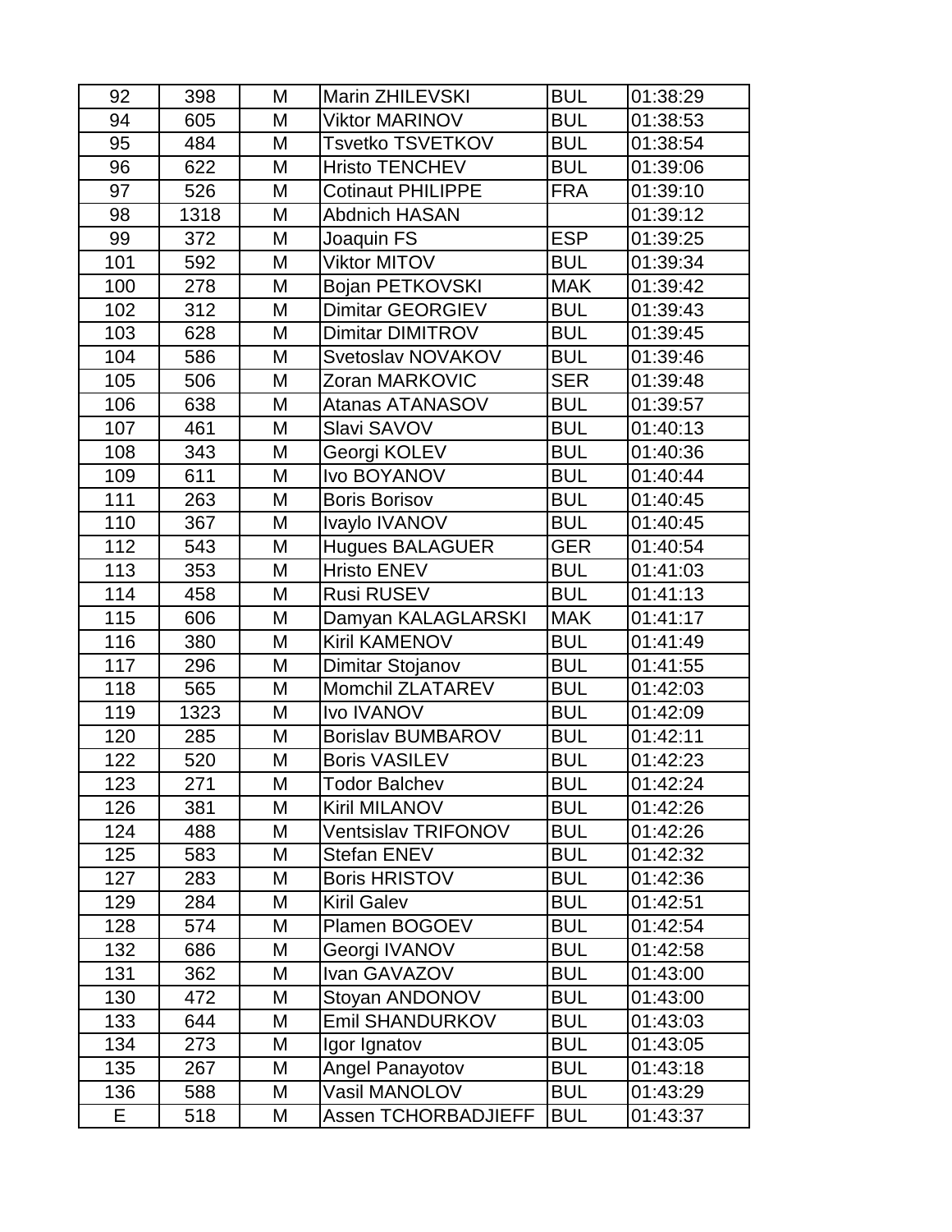| 92 | 398 | M | Marin ZHILEVSKI | BUL | 01:38:29 |
|---|---|---|---|---|---|
| 94 | 605 | M | Viktor MARINOV | BUL | 01:38:53 |
| 95 | 484 | M | Tsvetko TSVETKOV | BUL | 01:38:54 |
| 96 | 622 | M | Hristo TENCHEV | BUL | 01:39:06 |
| 97 | 526 | M | Cotinaut PHILIPPE | FRA | 01:39:10 |
| 98 | 1318 | M | Abdnich HASAN | | 01:39:12 |
| 99 | 372 | M | Joaquin FS | ESP | 01:39:25 |
| 101 | 592 | M | Viktor MITOV | BUL | 01:39:34 |
| 100 | 278 | M | Bojan PETKOVSKI | MAK | 01:39:42 |
| 102 | 312 | M | Dimitar GEORGIEV | BUL | 01:39:43 |
| 103 | 628 | M | Dimitar DIMITROV | BUL | 01:39:45 |
| 104 | 586 | M | Svetoslav NOVAKOV | BUL | 01:39:46 |
| 105 | 506 | M | Zoran MARKOVIC | SER | 01:39:48 |
| 106 | 638 | M | Atanas ATANASOV | BUL | 01:39:57 |
| 107 | 461 | M | Slavi SAVOV | BUL | 01:40:13 |
| 108 | 343 | M | Georgi KOLEV | BUL | 01:40:36 |
| 109 | 611 | M | Ivo BOYANOV | BUL | 01:40:44 |
| 111 | 263 | M | Boris Borisov | BUL | 01:40:45 |
| 110 | 367 | M | Ivaylo IVANOV | BUL | 01:40:45 |
| 112 | 543 | M | Hugues BALAGUER | GER | 01:40:54 |
| 113 | 353 | M | Hristo ENEV | BUL | 01:41:03 |
| 114 | 458 | M | Rusi RUSEV | BUL | 01:41:13 |
| 115 | 606 | M | Damyan KALAGLARSKI | MAK | 01:41:17 |
| 116 | 380 | M | Kiril KAMENOV | BUL | 01:41:49 |
| 117 | 296 | M | Dimitar Stojanov | BUL | 01:41:55 |
| 118 | 565 | M | Momchil ZLATAREV | BUL | 01:42:03 |
| 119 | 1323 | M | Ivo IVANOV | BUL | 01:42:09 |
| 120 | 285 | M | Borislav BUMBAROV | BUL | 01:42:11 |
| 122 | 520 | M | Boris VASILEV | BUL | 01:42:23 |
| 123 | 271 | M | Todor Balchev | BUL | 01:42:24 |
| 126 | 381 | M | Kiril MILANOV | BUL | 01:42:26 |
| 124 | 488 | M | Ventsislav TRIFONOV | BUL | 01:42:26 |
| 125 | 583 | M | Stefan ENEV | BUL | 01:42:32 |
| 127 | 283 | M | Boris HRISTOV | BUL | 01:42:36 |
| 129 | 284 | M | Kiril Galev | BUL | 01:42:51 |
| 128 | 574 | M | Plamen BOGOEV | BUL | 01:42:54 |
| 132 | 686 | M | Georgi IVANOV | BUL | 01:42:58 |
| 131 | 362 | M | Ivan GAVAZOV | BUL | 01:43:00 |
| 130 | 472 | M | Stoyan ANDONOV | BUL | 01:43:00 |
| 133 | 644 | M | Emil SHANDURKOV | BUL | 01:43:03 |
| 134 | 273 | M | Igor Ignatov | BUL | 01:43:05 |
| 135 | 267 | M | Angel Panayotov | BUL | 01:43:18 |
| 136 | 588 | M | Vasil MANOLOV | BUL | 01:43:29 |
| E | 518 | M | Assen TCHORBADJIEFF | BUL | 01:43:37 |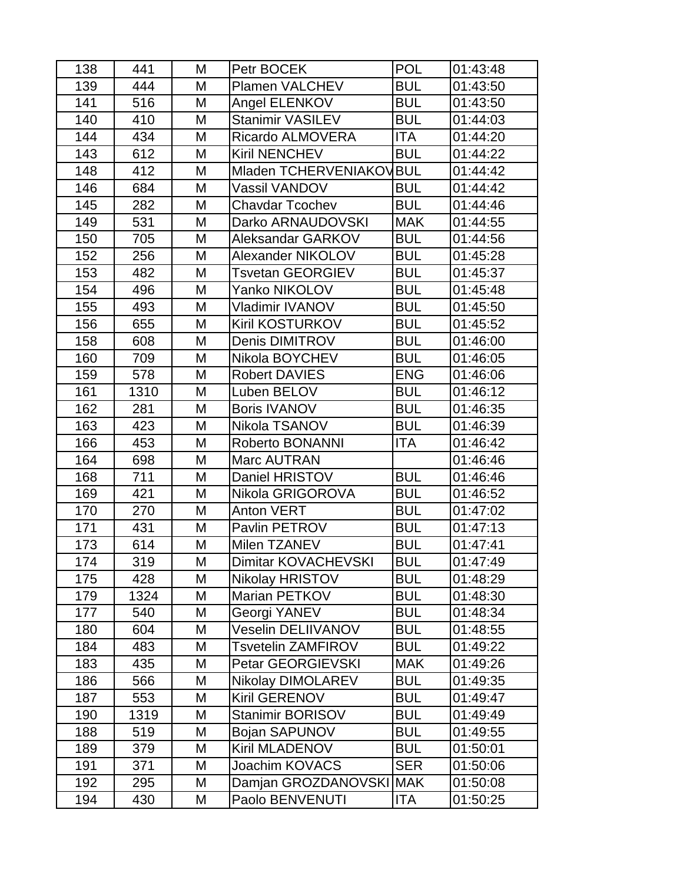| 138 | 441 | M | Petr BOCEK | POL | 01:43:48 |
|---|---|---|---|---|---|
| 139 | 444 | M | Plamen VALCHEV | BUL | 01:43:50 |
| 141 | 516 | M | Angel ELENKOV | BUL | 01:43:50 |
| 140 | 410 | M | Stanimir VASILEV | BUL | 01:44:03 |
| 144 | 434 | M | Ricardo ALMOVERA | ITA | 01:44:20 |
| 143 | 612 | M | Kiril NENCHEV | BUL | 01:44:22 |
| 148 | 412 | M | Mladen TCHERVENIAKOV | BUL | 01:44:42 |
| 146 | 684 | M | Vassil VANDOV | BUL | 01:44:42 |
| 145 | 282 | M | Chavdar Tcochev | BUL | 01:44:46 |
| 149 | 531 | M | Darko ARNAUDOVSKI | MAK | 01:44:55 |
| 150 | 705 | M | Aleksandar GARKOV | BUL | 01:44:56 |
| 152 | 256 | M | Alexander NIKOLOV | BUL | 01:45:28 |
| 153 | 482 | M | Tsvetan GEORGIEV | BUL | 01:45:37 |
| 154 | 496 | M | Yanko NIKOLOV | BUL | 01:45:48 |
| 155 | 493 | M | Vladimir IVANOV | BUL | 01:45:50 |
| 156 | 655 | M | Kiril KOSTURKOV | BUL | 01:45:52 |
| 158 | 608 | M | Denis DIMITROV | BUL | 01:46:00 |
| 160 | 709 | M | Nikola BOYCHEV | BUL | 01:46:05 |
| 159 | 578 | M | Robert DAVIES | ENG | 01:46:06 |
| 161 | 1310 | M | Luben BELOV | BUL | 01:46:12 |
| 162 | 281 | M | Boris IVANOV | BUL | 01:46:35 |
| 163 | 423 | M | Nikola TSANOV | BUL | 01:46:39 |
| 166 | 453 | M | Roberto BONANNI | ITA | 01:46:42 |
| 164 | 698 | M | Marc AUTRAN | | 01:46:46 |
| 168 | 711 | M | Daniel HRISTOV | BUL | 01:46:46 |
| 169 | 421 | M | Nikola GRIGOROVA | BUL | 01:46:52 |
| 170 | 270 | M | Anton VERT | BUL | 01:47:02 |
| 171 | 431 | M | Pavlin PETROV | BUL | 01:47:13 |
| 173 | 614 | M | Milen TZANEV | BUL | 01:47:41 |
| 174 | 319 | M | Dimitar KOVACHEVSKI | BUL | 01:47:49 |
| 175 | 428 | M | Nikolay HRISTOV | BUL | 01:48:29 |
| 179 | 1324 | M | Marian PETKOV | BUL | 01:48:30 |
| 177 | 540 | M | Georgi YANEV | BUL | 01:48:34 |
| 180 | 604 | M | Veselin DELIIVANOV | BUL | 01:48:55 |
| 184 | 483 | M | Tsvetelin ZAMFIROV | BUL | 01:49:22 |
| 183 | 435 | M | Petar GEORGIEVSKI | MAK | 01:49:26 |
| 186 | 566 | M | Nikolay DIMOLAREV | BUL | 01:49:35 |
| 187 | 553 | M | Kiril GERENOV | BUL | 01:49:47 |
| 190 | 1319 | M | Stanimir BORISOV | BUL | 01:49:49 |
| 188 | 519 | M | Bojan SAPUNOV | BUL | 01:49:55 |
| 189 | 379 | M | Kiril MLADENOV | BUL | 01:50:01 |
| 191 | 371 | M | Joachim KOVACS | SER | 01:50:06 |
| 192 | 295 | M | Damjan GROZDANOVSKI | MAK | 01:50:08 |
| 194 | 430 | M | Paolo BENVENUTI | ITA | 01:50:25 |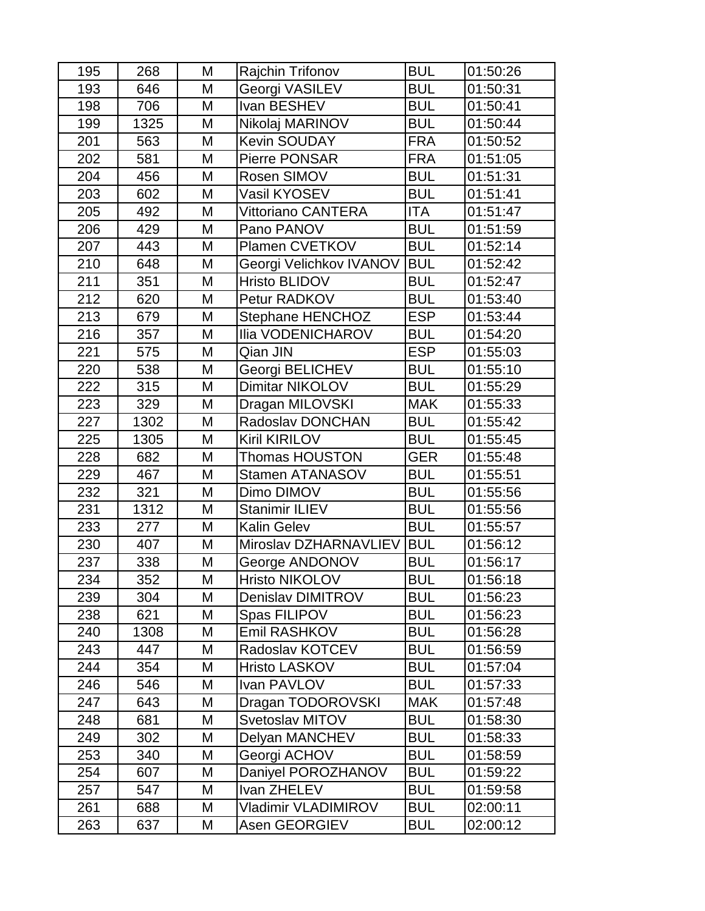| 195 | 268 | M | Rajchin Trifonov | BUL | 01:50:26 |
|---|---|---|---|---|---|
| 193 | 646 | M | Georgi VASILEV | BUL | 01:50:31 |
| 198 | 706 | M | Ivan BESHEV | BUL | 01:50:41 |
| 199 | 1325 | M | Nikolaj MARINOV | BUL | 01:50:44 |
| 201 | 563 | M | Kevin SOUDAY | FRA | 01:50:52 |
| 202 | 581 | M | Pierre PONSAR | FRA | 01:51:05 |
| 204 | 456 | M | Rosen SIMOV | BUL | 01:51:31 |
| 203 | 602 | M | Vasil KYOSEV | BUL | 01:51:41 |
| 205 | 492 | M | Vittoriano CANTERA | ITA | 01:51:47 |
| 206 | 429 | M | Pano PANOV | BUL | 01:51:59 |
| 207 | 443 | M | Plamen CVETKOV | BUL | 01:52:14 |
| 210 | 648 | M | Georgi Velichkov IVANOV | BUL | 01:52:42 |
| 211 | 351 | M | Hristo BLIDOV | BUL | 01:52:47 |
| 212 | 620 | M | Petur RADKOV | BUL | 01:53:40 |
| 213 | 679 | M | Stephane HENCHOZ | ESP | 01:53:44 |
| 216 | 357 | M | Ilia VODENICHAROV | BUL | 01:54:20 |
| 221 | 575 | M | Qian JIN | ESP | 01:55:03 |
| 220 | 538 | M | Georgi BELICHEV | BUL | 01:55:10 |
| 222 | 315 | M | Dimitar NIKOLOV | BUL | 01:55:29 |
| 223 | 329 | M | Dragan MILOVSKI | MAK | 01:55:33 |
| 227 | 1302 | M | Radoslav DONCHAN | BUL | 01:55:42 |
| 225 | 1305 | M | Kiril KIRILOV | BUL | 01:55:45 |
| 228 | 682 | M | Thomas HOUSTON | GER | 01:55:48 |
| 229 | 467 | M | Stamen ATANASOV | BUL | 01:55:51 |
| 232 | 321 | M | Dimo DIMOV | BUL | 01:55:56 |
| 231 | 1312 | M | Stanimir ILIEV | BUL | 01:55:56 |
| 233 | 277 | M | Kalin Gelev | BUL | 01:55:57 |
| 230 | 407 | M | Miroslav DZHARNAVLIEV | BUL | 01:56:12 |
| 237 | 338 | M | George ANDONOV | BUL | 01:56:17 |
| 234 | 352 | M | Hristo NIKOLOV | BUL | 01:56:18 |
| 239 | 304 | M | Denislav DIMITROV | BUL | 01:56:23 |
| 238 | 621 | M | Spas FILIPOV | BUL | 01:56:23 |
| 240 | 1308 | M | Emil RASHKOV | BUL | 01:56:28 |
| 243 | 447 | M | Radoslav KOTCEV | BUL | 01:56:59 |
| 244 | 354 | M | Hristo LASKOV | BUL | 01:57:04 |
| 246 | 546 | M | Ivan PAVLOV | BUL | 01:57:33 |
| 247 | 643 | M | Dragan TODOROVSKI | MAK | 01:57:48 |
| 248 | 681 | M | Svetoslav MITOV | BUL | 01:58:30 |
| 249 | 302 | M | Delyan MANCHEV | BUL | 01:58:33 |
| 253 | 340 | M | Georgi ACHOV | BUL | 01:58:59 |
| 254 | 607 | M | Daniyel POROZHANOV | BUL | 01:59:22 |
| 257 | 547 | M | Ivan ZHELEV | BUL | 01:59:58 |
| 261 | 688 | M | Vladimir VLADIMIROV | BUL | 02:00:11 |
| 263 | 637 | M | Asen GEORGIEV | BUL | 02:00:12 |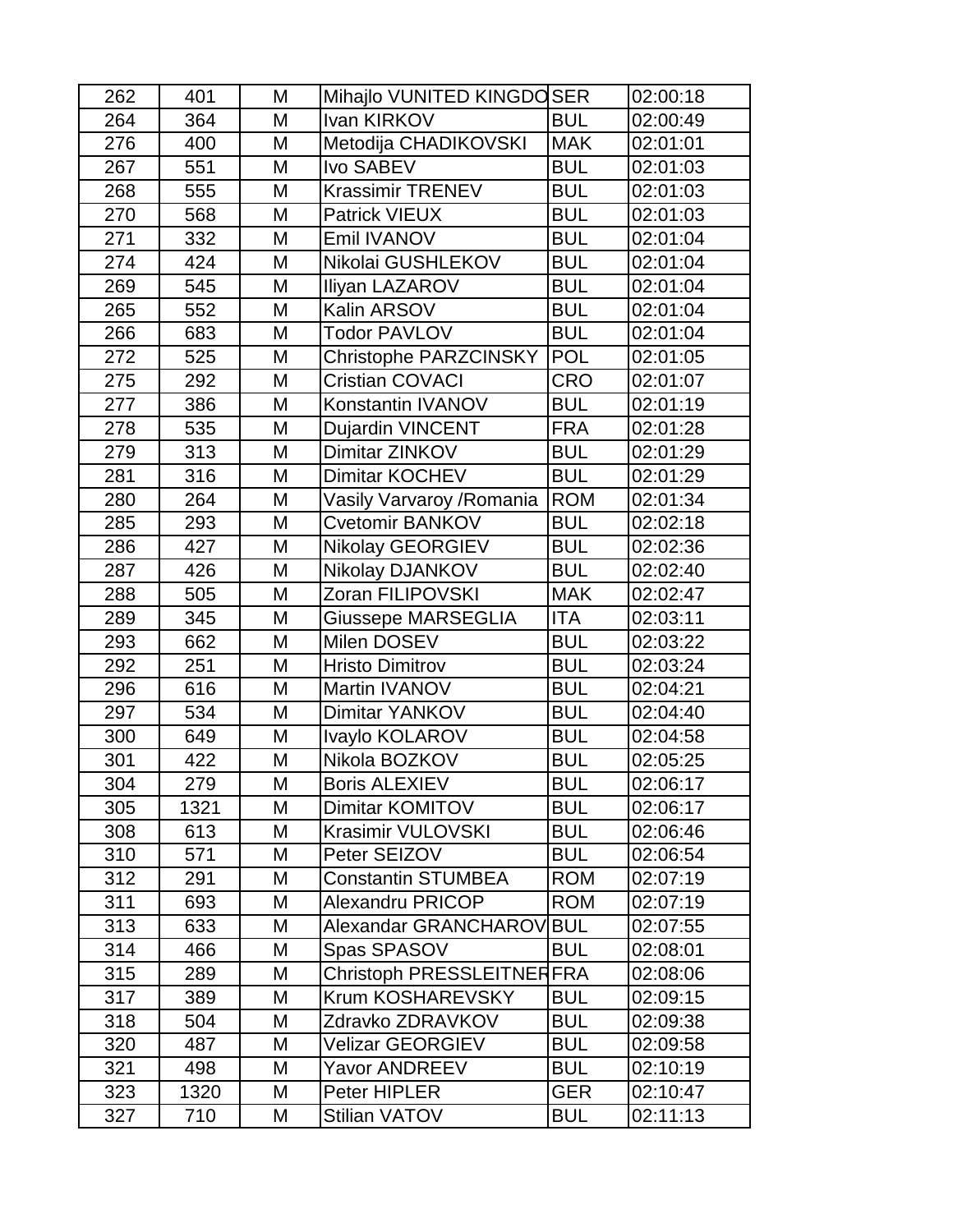| 262 | 401 | M | Mihajlo VUNITED KINGDO | SER | 02:00:18 |
|---|---|---|---|---|---|
| 264 | 364 | M | Ivan KIRKOV | BUL | 02:00:49 |
| 276 | 400 | M | Metodija CHADIKOVSKI | MAK | 02:01:01 |
| 267 | 551 | M | Ivo SABEV | BUL | 02:01:03 |
| 268 | 555 | M | Krassimir TRENEV | BUL | 02:01:03 |
| 270 | 568 | M | Patrick VIEUX | BUL | 02:01:03 |
| 271 | 332 | M | Emil IVANOV | BUL | 02:01:04 |
| 274 | 424 | M | Nikolai GUSHLEKOV | BUL | 02:01:04 |
| 269 | 545 | M | Iliyan LAZAROV | BUL | 02:01:04 |
| 265 | 552 | M | Kalin ARSOV | BUL | 02:01:04 |
| 266 | 683 | M | Todor PAVLOV | BUL | 02:01:04 |
| 272 | 525 | M | Christophe PARZCINSKY | POL | 02:01:05 |
| 275 | 292 | M | Cristian COVACI | CRO | 02:01:07 |
| 277 | 386 | M | Konstantin IVANOV | BUL | 02:01:19 |
| 278 | 535 | M | Dujardin VINCENT | FRA | 02:01:28 |
| 279 | 313 | M | Dimitar ZINKOV | BUL | 02:01:29 |
| 281 | 316 | M | Dimitar KOCHEV | BUL | 02:01:29 |
| 280 | 264 | M | Vasily Varvaroy /Romania | ROM | 02:01:34 |
| 285 | 293 | M | Cvetomir BANKOV | BUL | 02:02:18 |
| 286 | 427 | M | Nikolay GEORGIEV | BUL | 02:02:36 |
| 287 | 426 | M | Nikolay DJANKOV | BUL | 02:02:40 |
| 288 | 505 | M | Zoran FILIPOVSKI | MAK | 02:02:47 |
| 289 | 345 | M | Giussepe MARSEGLIA | ITA | 02:03:11 |
| 293 | 662 | M | Milen DOSEV | BUL | 02:03:22 |
| 292 | 251 | M | Hristo Dimitrov | BUL | 02:03:24 |
| 296 | 616 | M | Martin IVANOV | BUL | 02:04:21 |
| 297 | 534 | M | Dimitar YANKOV | BUL | 02:04:40 |
| 300 | 649 | M | Ivaylo KOLAROV | BUL | 02:04:58 |
| 301 | 422 | M | Nikola BOZKOV | BUL | 02:05:25 |
| 304 | 279 | M | Boris ALEXIEV | BUL | 02:06:17 |
| 305 | 1321 | M | Dimitar KOMITOV | BUL | 02:06:17 |
| 308 | 613 | M | Krasimir VULOVSKI | BUL | 02:06:46 |
| 310 | 571 | M | Peter SEIZOV | BUL | 02:06:54 |
| 312 | 291 | M | Constantin STUMBEA | ROM | 02:07:19 |
| 311 | 693 | M | Alexandru PRICOP | ROM | 02:07:19 |
| 313 | 633 | M | Alexandar GRANCHAROV | BUL | 02:07:55 |
| 314 | 466 | M | Spas SPASOV | BUL | 02:08:01 |
| 315 | 289 | M | Christoph PRESSLEITNER | FRA | 02:08:06 |
| 317 | 389 | M | Krum KOSHAREVSKY | BUL | 02:09:15 |
| 318 | 504 | M | Zdravko ZDRAVKOV | BUL | 02:09:38 |
| 320 | 487 | M | Velizar GEORGIEV | BUL | 02:09:58 |
| 321 | 498 | M | Yavor ANDREEV | BUL | 02:10:19 |
| 323 | 1320 | M | Peter HIPLER | GER | 02:10:47 |
| 327 | 710 | M | Stilian VATOV | BUL | 02:11:13 |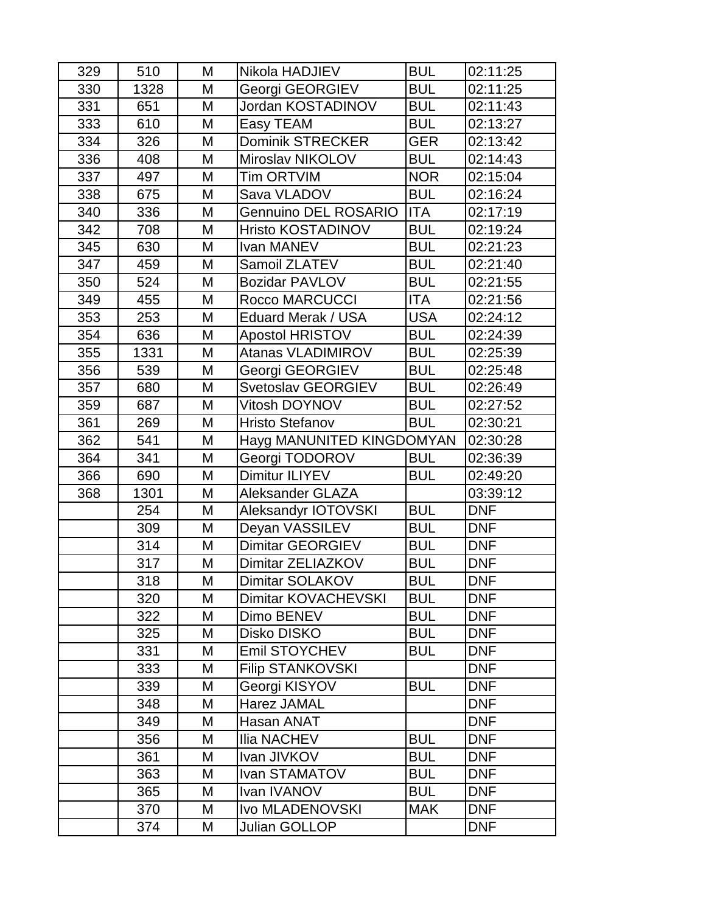| | | | | | |
|---|---|---|---|---|---|
| 329 | 510 | M | Nikola HADJIEV | BUL | 02:11:25 |
| 330 | 1328 | M | Georgi GEORGIEV | BUL | 02:11:25 |
| 331 | 651 | M | Jordan KOSTADINOV | BUL | 02:11:43 |
| 333 | 610 | M | Easy TEAM | BUL | 02:13:27 |
| 334 | 326 | M | Dominik STRECKER | GER | 02:13:42 |
| 336 | 408 | M | Miroslav NIKOLOV | BUL | 02:14:43 |
| 337 | 497 | M | Tim ORTVIM | NOR | 02:15:04 |
| 338 | 675 | M | Sava VLADOV | BUL | 02:16:24 |
| 340 | 336 | M | Gennuino DEL ROSARIO | ITA | 02:17:19 |
| 342 | 708 | M | Hristo KOSTADINOV | BUL | 02:19:24 |
| 345 | 630 | M | Ivan MANEV | BUL | 02:21:23 |
| 347 | 459 | M | Samoil ZLATEV | BUL | 02:21:40 |
| 350 | 524 | M | Bozidar PAVLOV | BUL | 02:21:55 |
| 349 | 455 | M | Rocco MARCUCCI | ITA | 02:21:56 |
| 353 | 253 | M | Eduard Merak / USA | USA | 02:24:12 |
| 354 | 636 | M | Apostol HRISTOV | BUL | 02:24:39 |
| 355 | 1331 | M | Atanas VLADIMIROV | BUL | 02:25:39 |
| 356 | 539 | M | Georgi GEORGIEV | BUL | 02:25:48 |
| 357 | 680 | M | Svetoslav GEORGIEV | BUL | 02:26:49 |
| 359 | 687 | M | Vitosh DOYNOV | BUL | 02:27:52 |
| 361 | 269 | M | Hristo Stefanov | BUL | 02:30:21 |
| 362 | 541 | M | Hayg MANUNITED KINGDOMYAN | | 02:30:28 |
| 364 | 341 | M | Georgi TODOROV | BUL | 02:36:39 |
| 366 | 690 | M | Dimitur ILIYEV | BUL | 02:49:20 |
| 368 | 1301 | M | Aleksander GLAZA | | 03:39:12 |
| | 254 | M | Aleksandyr IOTOVSKI | BUL | DNF |
| | 309 | M | Deyan VASSILEV | BUL | DNF |
| | 314 | M | Dimitar GEORGIEV | BUL | DNF |
| | 317 | M | Dimitar ZELIAZKOV | BUL | DNF |
| | 318 | M | Dimitar SOLAKOV | BUL | DNF |
| | 320 | M | Dimitar KOVACHEVSKI | BUL | DNF |
| | 322 | M | Dimo BENEV | BUL | DNF |
| | 325 | M | Disko DISKO | BUL | DNF |
| | 331 | M | Emil STOYCHEV | BUL | DNF |
| | 333 | M | Filip STANKOVSKI | | DNF |
| | 339 | M | Georgi KISYOV | BUL | DNF |
| | 348 | M | Harez JAMAL | | DNF |
| | 349 | M | Hasan ANAT | | DNF |
| | 356 | M | Ilia NACHEV | BUL | DNF |
| | 361 | M | Ivan JIVKOV | BUL | DNF |
| | 363 | M | Ivan STAMATOV | BUL | DNF |
| | 365 | M | Ivan IVANOV | BUL | DNF |
| | 370 | M | Ivo MLADENOVSKI | MAK | DNF |
| | 374 | M | Julian GOLLOP | | DNF |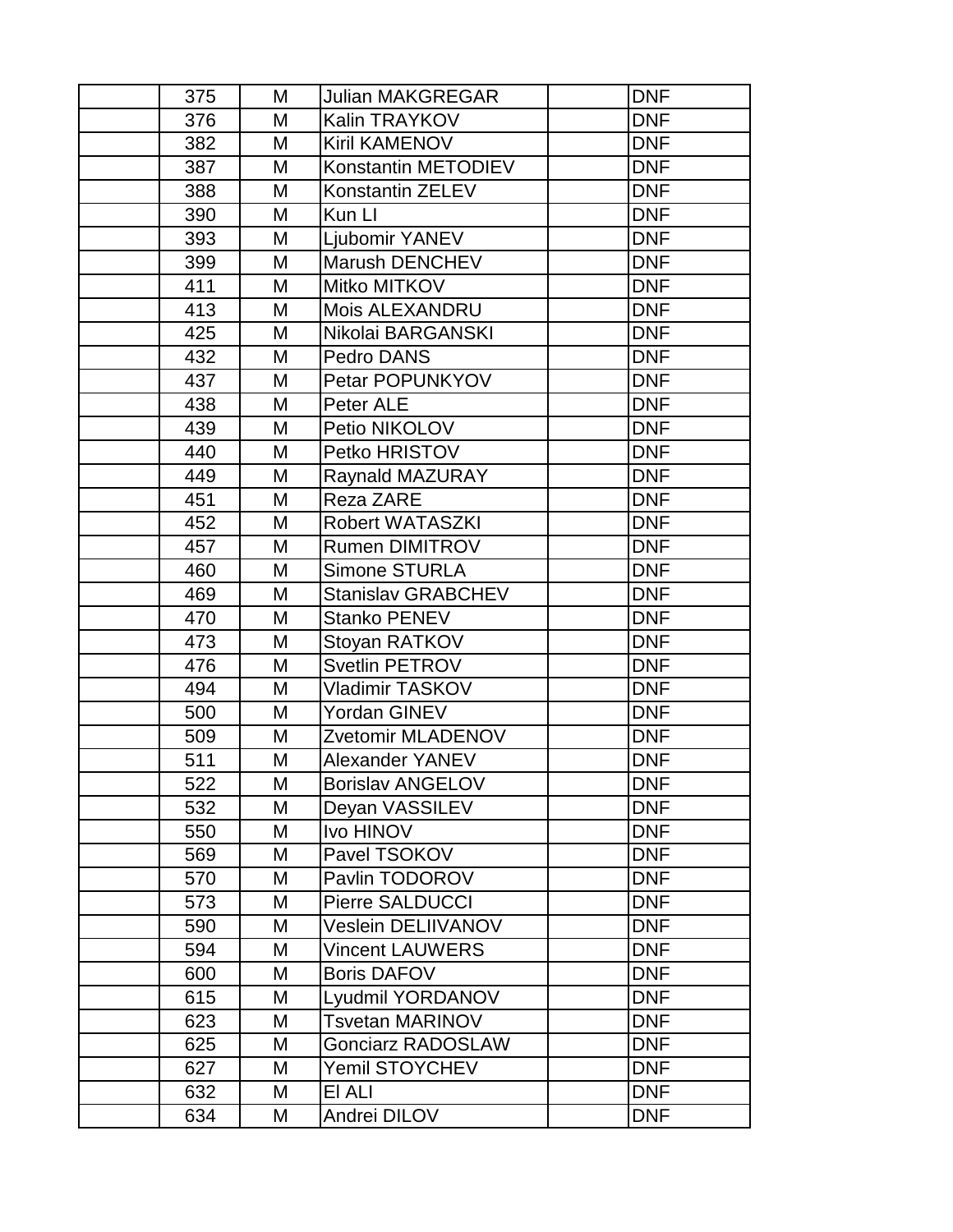|  |  |  |  |  |  |
|---|---|---|---|---|---|
|  | 375 | M | Julian MAKGREGAR |  | DNF |
|  | 376 | M | Kalin TRAYKOV |  | DNF |
|  | 382 | M | Kiril KAMENOV |  | DNF |
|  | 387 | M | Konstantin METODIEV |  | DNF |
|  | 388 | M | Konstantin ZELEV |  | DNF |
|  | 390 | M | Kun LI |  | DNF |
|  | 393 | M | Ljubomir YANEV |  | DNF |
|  | 399 | M | Marush DENCHEV |  | DNF |
|  | 411 | M | Mitko MITKOV |  | DNF |
|  | 413 | M | Mois ALEXANDRU |  | DNF |
|  | 425 | M | Nikolai BARGANSKI |  | DNF |
|  | 432 | M | Pedro DANS |  | DNF |
|  | 437 | M | Petar POPUNKYOV |  | DNF |
|  | 438 | M | Peter ALE |  | DNF |
|  | 439 | M | Petio NIKOLOV |  | DNF |
|  | 440 | M | Petko HRISTOV |  | DNF |
|  | 449 | M | Raynald MAZURAY |  | DNF |
|  | 451 | M | Reza ZARE |  | DNF |
|  | 452 | M | Robert WATASZKI |  | DNF |
|  | 457 | M | Rumen DIMITROV |  | DNF |
|  | 460 | M | Simone STURLA |  | DNF |
|  | 469 | M | Stanislav GRABCHEV |  | DNF |
|  | 470 | M | Stanko PENEV |  | DNF |
|  | 473 | M | Stoyan RATKOV |  | DNF |
|  | 476 | M | Svetlin PETROV |  | DNF |
|  | 494 | M | Vladimir TASKOV |  | DNF |
|  | 500 | M | Yordan GINEV |  | DNF |
|  | 509 | M | Zvetomir MLADENOV |  | DNF |
|  | 511 | M | Alexander YANEV |  | DNF |
|  | 522 | M | Borislav ANGELOV |  | DNF |
|  | 532 | M | Deyan VASSILEV |  | DNF |
|  | 550 | M | Ivo HINOV |  | DNF |
|  | 569 | M | Pavel TSOKOV |  | DNF |
|  | 570 | M | Pavlin TODOROV |  | DNF |
|  | 573 | M | Pierre SALDUCCI |  | DNF |
|  | 590 | M | Veslein DELIIVANOV |  | DNF |
|  | 594 | M | Vincent LAUWERS |  | DNF |
|  | 600 | M | Boris DAFOV |  | DNF |
|  | 615 | M | Lyudmil YORDANOV |  | DNF |
|  | 623 | M | Tsvetan MARINOV |  | DNF |
|  | 625 | M | Gonciarz RADOSLAW |  | DNF |
|  | 627 | M | Yemil STOYCHEV |  | DNF |
|  | 632 | M | El ALI |  | DNF |
|  | 634 | M | Andrei DILOV |  | DNF |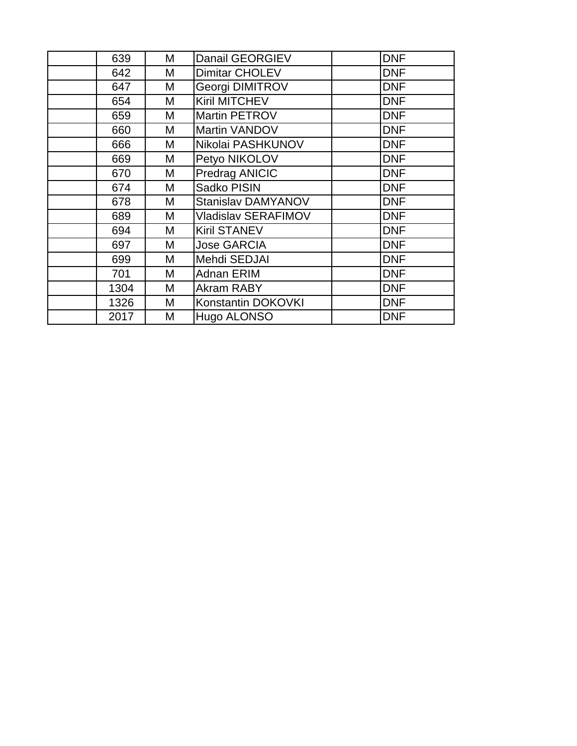| | | | | | |
|---|---|---|---|---|---|
| | 639 | M | Danail GEORGIEV | | DNF |
| | 642 | M | Dimitar CHOLEV | | DNF |
| | 647 | M | Georgi DIMITROV | | DNF |
| | 654 | M | Kiril MITCHEV | | DNF |
| | 659 | M | Martin PETROV | | DNF |
| | 660 | M | Martin VANDOV | | DNF |
| | 666 | M | Nikolai PASHKUNOV | | DNF |
| | 669 | M | Petyo NIKOLOV | | DNF |
| | 670 | M | Predrag ANICIC | | DNF |
| | 674 | M | Sadko PISIN | | DNF |
| | 678 | M | Stanislav DAMYANOV | | DNF |
| | 689 | M | Vladislav SERAFIMOV | | DNF |
| | 694 | M | Kiril STANEV | | DNF |
| | 697 | M | Jose GARCIA | | DNF |
| | 699 | M | Mehdi SEDJAI | | DNF |
| | 701 | M | Adnan ERIM | | DNF |
| | 1304 | M | Akram RABY | | DNF |
| | 1326 | M | Konstantin DOKOVKI | | DNF |
| | 2017 | M | Hugo ALONSO | | DNF |